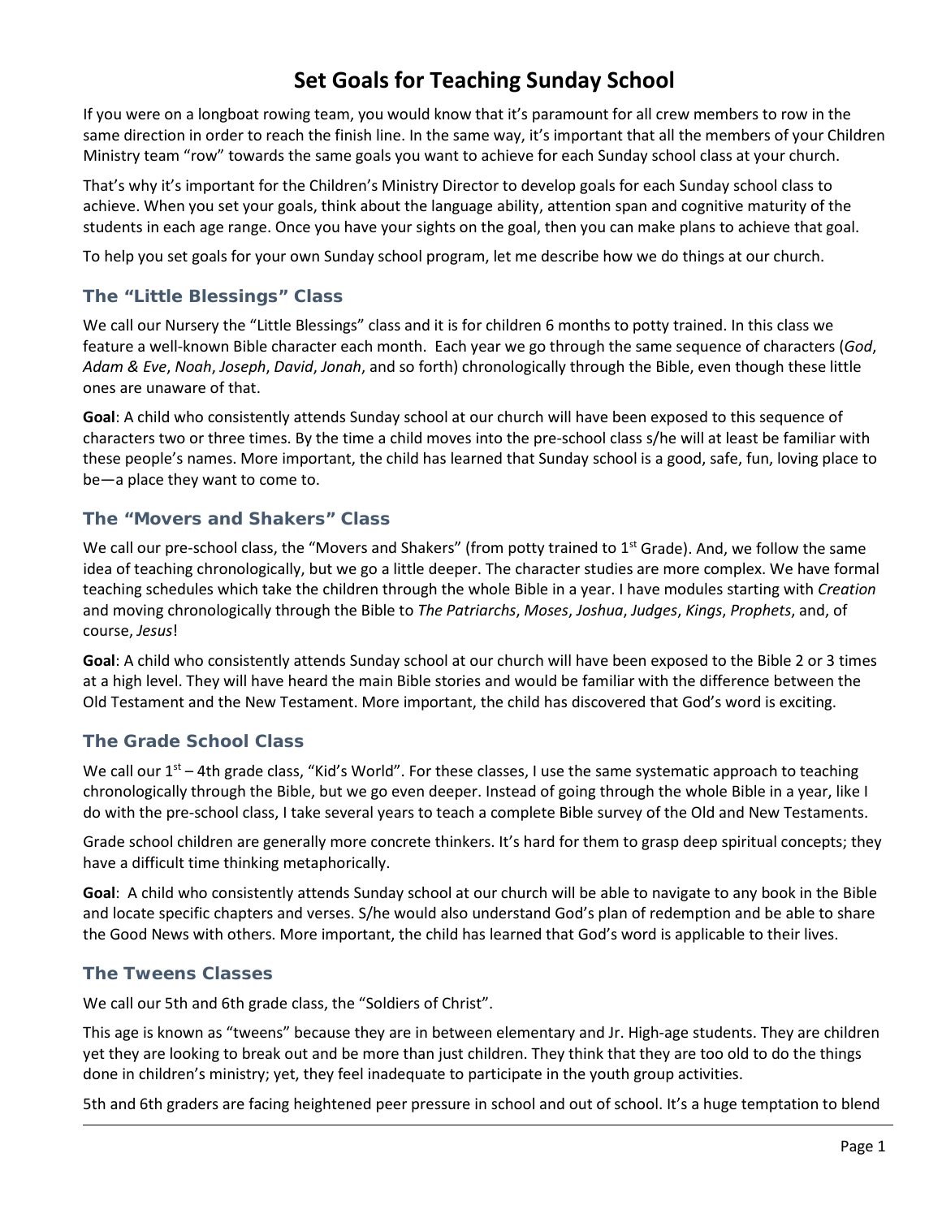# Set Goals for Teaching Sunday School

If you were on a longboat rowing team, you would know that it's paramount for all crew members to row in the same direction in order to reach the finish line. In the same way, it's important that all the members of your Children Ministry team "row" towards the same goals you want to achieve for each Sunday school class at your church.

That's why it's important for the Children's Ministry Director to develop goals for each Sunday school class to achieve. When you set your goals, think about the language ability, attention span and cognitive maturity of the students in each age range. Once you have your sights on the goal, then you can make plans to achieve that goal.

To help you set goals for your own Sunday school program, let me describe how we do things at our church.

## The "Little Blessings" Class

We call our Nursery the "Little Blessings" class and it is for children 6 months to potty trained. In this class we feature a well-known Bible character each month. Each year we go through the same sequence of characters (*God*, *Adam & Eve*, *Noah*, *Joseph*, *David*, *Jonah*, and so forth) chronologically through the Bible, even though these little ones are unaware of that.

**Goal**: A child who consistently attends Sunday school at our church will have been exposed to this sequence of characters two or three times. By the time a child moves into the pre-school class s/he will at least be familiar with these people's names. More important, the child has learned that Sunday school is a good, safe, fun, loving place to be—a place they want to come to.

## The "Movers and Shakers" Class

We call our pre-school class, the "Movers and Shakers" (from potty trained to 1st Grade). And, we follow the same idea of teaching chronologically, but we go a little deeper. The character studies are more complex. We have formal teaching schedules which take the children through the whole Bible in a year. I have modules starting with *Creation* and moving chronologically through the Bible to *The Patriarchs*, *Moses*, *Joshua*, *Judges*, *Kings*, *Prophets*, and, of course, *Jesus*!

**Goal**: A child who consistently attends Sunday school at our church will have been exposed to the Bible 2 or 3 times at a high level. They will have heard the main Bible stories and would be familiar with the difference between the Old Testament and the New Testament. More important, the child has discovered that God's word is exciting.

## The Grade School Class

We call our 1st – 4th grade class, "Kid's World". For these classes, I use the same systematic approach to teaching chronologically through the Bible, but we go even deeper. Instead of going through the whole Bible in a year, like I do with the pre-school class, I take several years to teach a complete Bible survey of the Old and New Testaments.

Grade school children are generally more concrete thinkers. It's hard for them to grasp deep spiritual concepts; they have a difficult time thinking metaphorically.

**Goal**: A child who consistently attends Sunday school at our church will be able to navigate to any book in the Bible and locate specific chapters and verses. S/he would also understand God's plan of redemption and be able to share the Good News with others. More important, the child has learned that God's word is applicable to their lives.

## The Tweens Classes

We call our 5th and 6th grade class, the "Soldiers of Christ".

This age is known as "tweens" because they are in between elementary and Jr. High-age students. They are children yet they are looking to break out and be more than just children. They think that they are too old to do the things done in children's ministry; yet, they feel inadequate to participate in the youth group activities.

5th and 6th graders are facing heightened peer pressure in school and out of school. It's a huge temptation to blend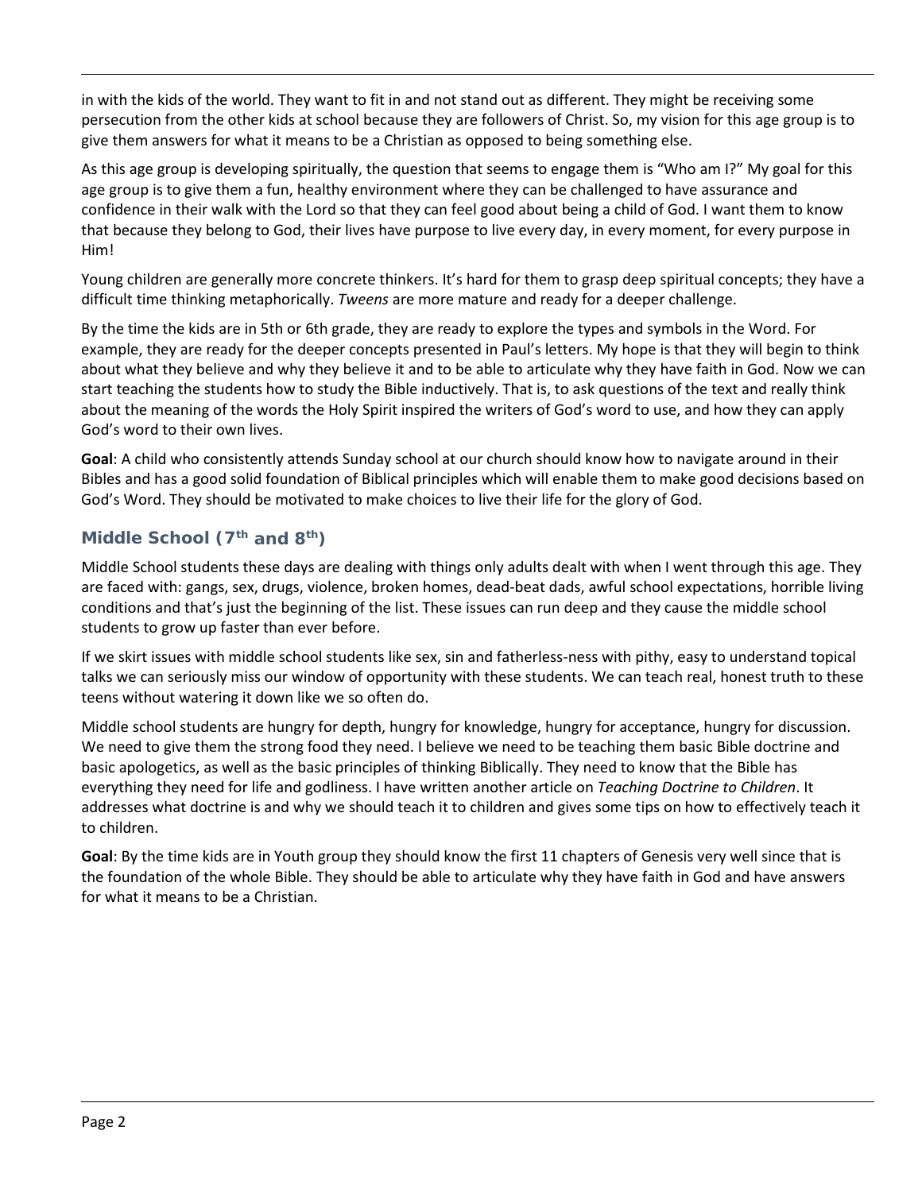in with the kids of the world. They want to fit in and not stand out as different. They might be receiving some persecution from the other kids at school because they are followers of Christ. So, my vision for this age group is to give them answers for what it means to be a Christian as opposed to being something else.

As this age group is developing spiritually, the question that seems to engage them is "Who am I?" My goal for this age group is to give them a fun, healthy environment where they can be challenged to have assurance and confidence in their walk with the Lord so that they can feel good about being a child of God. I want them to know that because they belong to God, their lives have purpose to live every day, in every moment, for every purpose in Him!

Young children are generally more concrete thinkers. It's hard for them to grasp deep spiritual concepts; they have a difficult time thinking metaphorically. *Tweens* are more mature and ready for a deeper challenge.

By the time the kids are in 5th or 6th grade, they are ready to explore the types and symbols in the Word. For example, they are ready for the deeper concepts presented in Paul's letters. My hope is that they will begin to think about what they believe and why they believe it and to be able to articulate why they have faith in God. Now we can start teaching the students how to study the Bible inductively. That is, to ask questions of the text and really think about the meaning of the words the Holy Spirit inspired the writers of God's word to use, and how they can apply God's word to their own lives.

**Goal**: A child who consistently attends Sunday school at our church should know how to navigate around in their Bibles and has a good solid foundation of Biblical principles which will enable them to make good decisions based on God's Word. They should be motivated to make choices to live their life for the glory of God.

### Middle School (7th and 8th)

Middle School students these days are dealing with things only adults dealt with when I went through this age. They are faced with: gangs, sex, drugs, violence, broken homes, dead-beat dads, awful school expectations, horrible living conditions and that's just the beginning of the list. These issues can run deep and they cause the middle school students to grow up faster than ever before.

If we skirt issues with middle school students like sex, sin and fatherless-ness with pithy, easy to understand topical talks we can seriously miss our window of opportunity with these students. We can teach real, honest truth to these teens without watering it down like we so often do.

Middle school students are hungry for depth, hungry for knowledge, hungry for acceptance, hungry for discussion. We need to give them the strong food they need. I believe we need to be teaching them basic Bible doctrine and basic apologetics, as well as the basic principles of thinking Biblically. They need to know that the Bible has everything they need for life and godliness. I have written another article on *Teaching Doctrine to Children*. It addresses what doctrine is and why we should teach it to children and gives some tips on how to effectively teach it to children.

**Goal**: By the time kids are in Youth group they should know the first 11 chapters of Genesis very well since that is the foundation of the whole Bible. They should be able to articulate why they have faith in God and have answers for what it means to be a Christian.